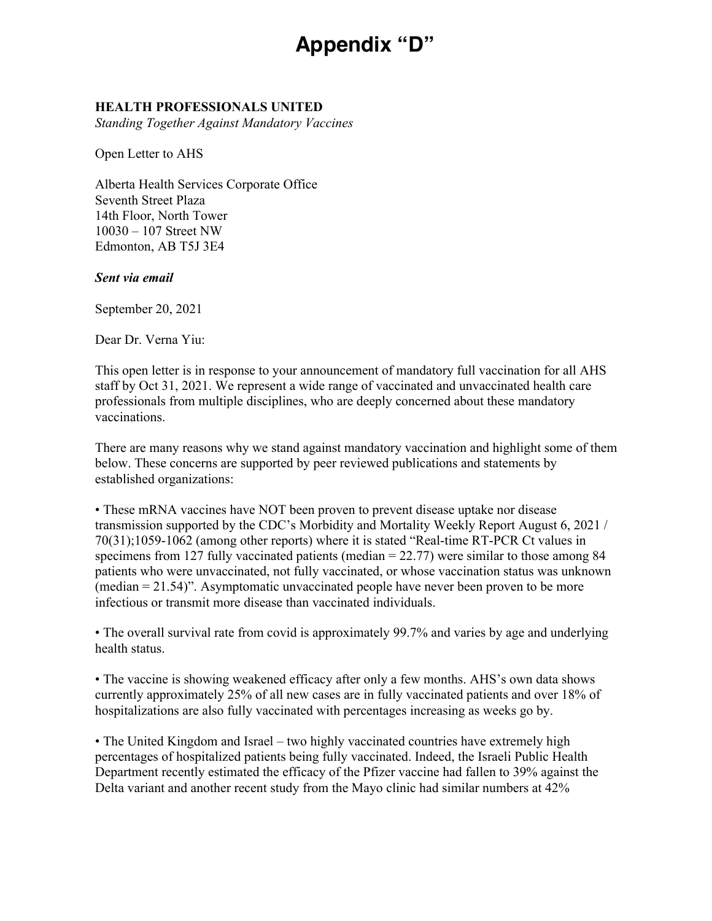# Appendix "D"

**HEALTH PROFESSIONALS UNITED**
*Standing Together Against Mandatory Vaccines*

Open Letter to AHS

Alberta Health Services Corporate Office
Seventh Street Plaza
14th Floor, North Tower
10030 – 107 Street NW
Edmonton, AB T5J 3E4

***Sent via email***

September 20, 2021

Dear Dr. Verna Yiu:

This open letter is in response to your announcement of mandatory full vaccination for all AHS staff by Oct 31, 2021. We represent a wide range of vaccinated and unvaccinated health care professionals from multiple disciplines, who are deeply concerned about these mandatory vaccinations.

There are many reasons why we stand against mandatory vaccination and highlight some of them below. These concerns are supported by peer reviewed publications and statements by established organizations:

- These mRNA vaccines have NOT been proven to prevent disease uptake nor disease transmission supported by the CDC's Morbidity and Mortality Weekly Report August 6, 2021 / 70(31);1059-1062 (among other reports) where it is stated "Real-time RT-PCR Ct values in specimens from 127 fully vaccinated patients (median = 22.77) were similar to those among 84 patients who were unvaccinated, not fully vaccinated, or whose vaccination status was unknown (median = 21.54)". Asymptomatic unvaccinated people have never been proven to be more infectious or transmit more disease than vaccinated individuals.

- The overall survival rate from covid is approximately 99.7% and varies by age and underlying health status.

- The vaccine is showing weakened efficacy after only a few months. AHS's own data shows currently approximately 25% of all new cases are in fully vaccinated patients and over 18% of hospitalizations are also fully vaccinated with percentages increasing as weeks go by.

- The United Kingdom and Israel – two highly vaccinated countries have extremely high percentages of hospitalized patients being fully vaccinated. Indeed, the Israeli Public Health Department recently estimated the efficacy of the Pfizer vaccine had fallen to 39% against the Delta variant and another recent study from the Mayo clinic had similar numbers at 42%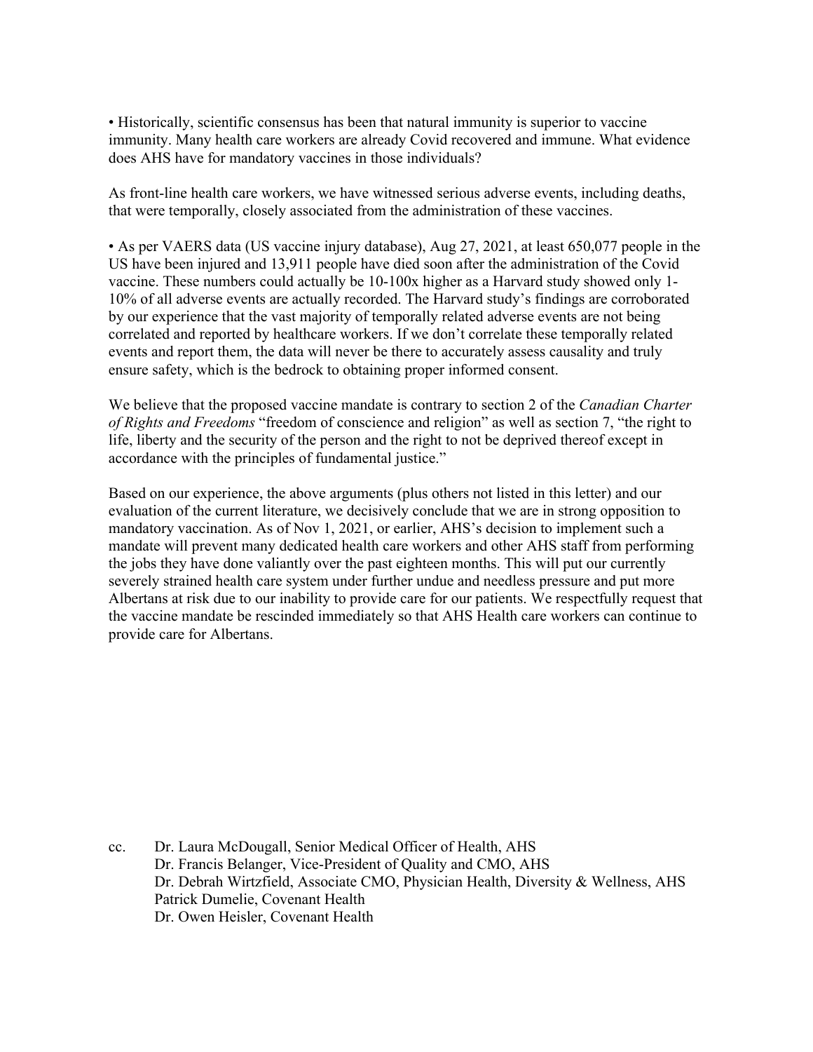• Historically, scientific consensus has been that natural immunity is superior to vaccine immunity. Many health care workers are already Covid recovered and immune. What evidence does AHS have for mandatory vaccines in those individuals?

As front-line health care workers, we have witnessed serious adverse events, including deaths, that were temporally, closely associated from the administration of these vaccines.

• As per VAERS data (US vaccine injury database), Aug 27, 2021, at least 650,077 people in the US have been injured and 13,911 people have died soon after the administration of the Covid vaccine. These numbers could actually be 10-100x higher as a Harvard study showed only 1-10% of all adverse events are actually recorded. The Harvard study's findings are corroborated by our experience that the vast majority of temporally related adverse events are not being correlated and reported by healthcare workers. If we don't correlate these temporally related events and report them, the data will never be there to accurately assess causality and truly ensure safety, which is the bedrock to obtaining proper informed consent.

We believe that the proposed vaccine mandate is contrary to section 2 of the *Canadian Charter of Rights and Freedoms* "freedom of conscience and religion" as well as section 7, "the right to life, liberty and the security of the person and the right to not be deprived thereof except in accordance with the principles of fundamental justice."

Based on our experience, the above arguments (plus others not listed in this letter) and our evaluation of the current literature, we decisively conclude that we are in strong opposition to mandatory vaccination. As of Nov 1, 2021, or earlier, AHS's decision to implement such a mandate will prevent many dedicated health care workers and other AHS staff from performing the jobs they have done valiantly over the past eighteen months. This will put our currently severely strained health care system under further undue and needless pressure and put more Albertans at risk due to our inability to provide care for our patients. We respectfully request that the vaccine mandate be rescinded immediately so that AHS Health care workers can continue to provide care for Albertans.

cc.
Dr. Laura McDougall, Senior Medical Officer of Health, AHS
Dr. Francis Belanger, Vice-President of Quality and CMO, AHS
Dr. Debrah Wirtzfield, Associate CMO, Physician Health, Diversity & Wellness, AHS
Patrick Dumelie, Covenant Health
Dr. Owen Heisler, Covenant Health